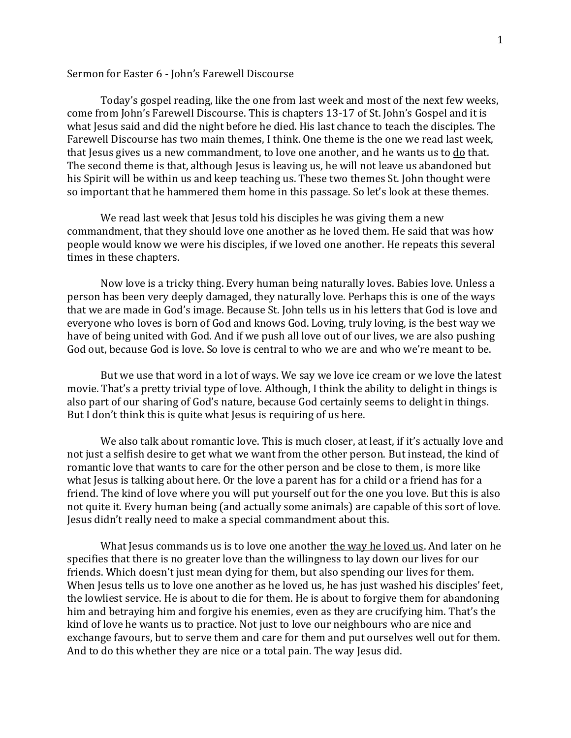Sermon for Easter 6 - John's Farewell Discourse

Today's gospel reading, like the one from last week and most of the next few weeks, come from John's Farewell Discourse. This is chapters 13-17 of St. John's Gospel and it is what Jesus said and did the night before he died. His last chance to teach the disciples. The Farewell Discourse has two main themes, I think. One theme is the one we read last week, that Jesus gives us a new commandment, to love one another, and he wants us to <u>do</u> that. The second theme is that, although Jesus is leaving us, he will not leave us abandoned but his Spirit will be within us and keep teaching us. These two themes St. John thought were so important that he hammered them home in this passage. So let's look at these themes.

We read last week that Jesus told his disciples he was giving them a new commandment, that they should love one another as he loved them. He said that was how people would know we were his disciples, if we loved one another. He repeats this several times in these chapters.

Now love is a tricky thing. Every human being naturally loves. Babies love. Unless a person has been very deeply damaged, they naturally love. Perhaps this is one of the ways that we are made in God's image. Because St. John tells us in his letters that God is love and everyone who loves is born of God and knows God. Loving, truly loving, is the best way we have of being united with God. And if we push all love out of our lives, we are also pushing God out, because God is love. So love is central to who we are and who we're meant to be.

But we use that word in a lot of ways. We say we love ice cream or we love the latest movie. That's a pretty trivial type of love. Although, I think the ability to delight in things is also part of our sharing of God's nature, because God certainly seems to delight in things. But I don't think this is quite what Jesus is requiring of us here.

We also talk about romantic love. This is much closer, at least, if it's actually love and not just a selfish desire to get what we want from the other person. But instead, the kind of romantic love that wants to care for the other person and be close to them, is more like what Jesus is talking about here. Or the love a parent has for a child or a friend has for a friend. The kind of love where you will put yourself out for the one you love. But this is also not quite it. Every human being (and actually some animals) are capable of this sort of love. Jesus didn't really need to make a special commandment about this.

What Jesus commands us is to love one another <u>the way he loved us</u>. And later on he specifies that there is no greater love than the willingness to lay down our lives for our friends. Which doesn't just mean dying for them, but also spending our lives for them. When Jesus tells us to love one another as he loved us, he has just washed his disciples' feet, the lowliest service. He is about to die for them. He is about to forgive them for abandoning him and betraying him and forgive his enemies, even as they are crucifying him. That's the kind of love he wants us to practice. Not just to love our neighbours who are nice and exchange favours, but to serve them and care for them and put ourselves well out for them. And to do this whether they are nice or a total pain. The way Jesus did.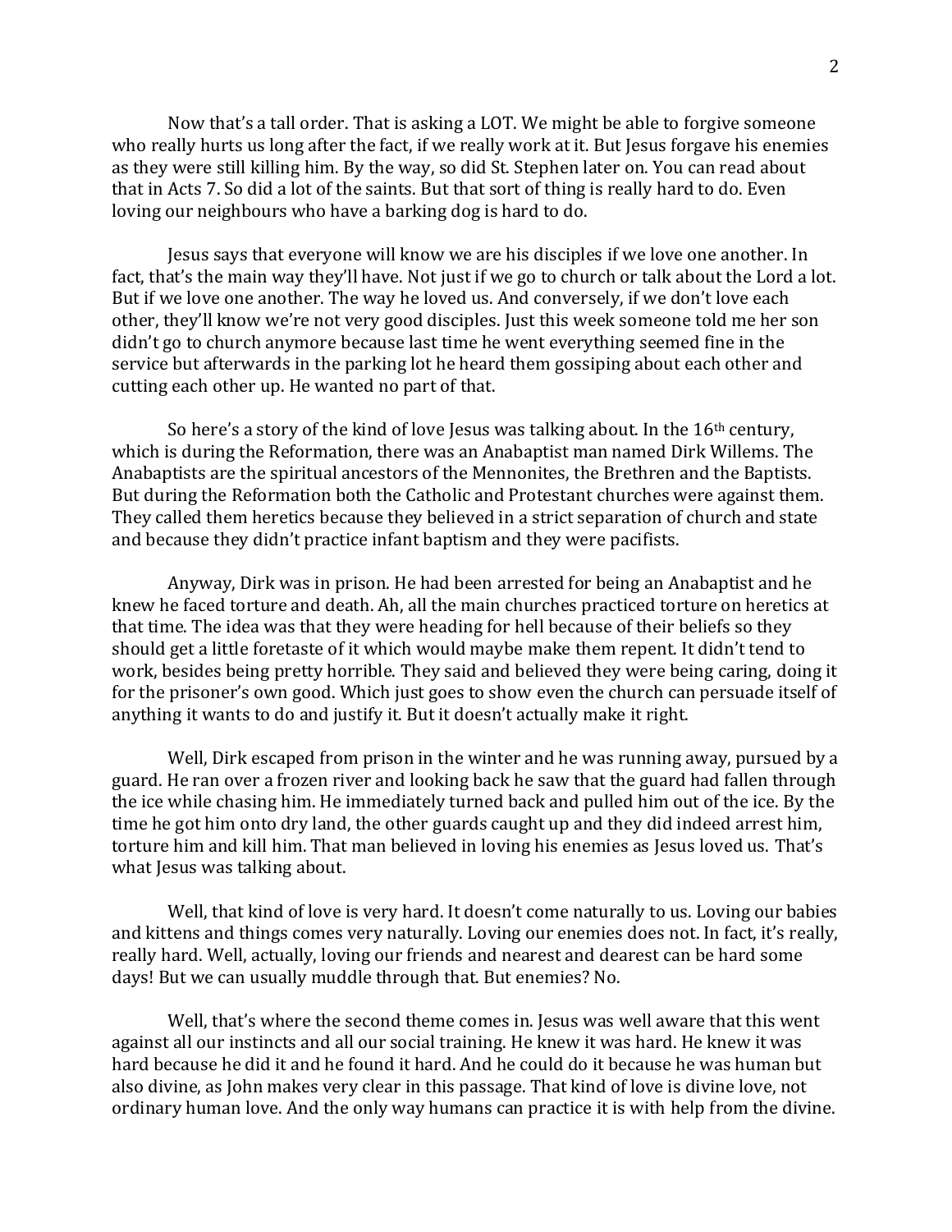Now that's a tall order. That is asking a LOT. We might be able to forgive someone who really hurts us long after the fact, if we really work at it. But Jesus forgave his enemies as they were still killing him. By the way, so did St. Stephen later on. You can read about that in Acts 7. So did a lot of the saints. But that sort of thing is really hard to do. Even loving our neighbours who have a barking dog is hard to do.

Jesus says that everyone will know we are his disciples if we love one another. In fact, that's the main way they'll have. Not just if we go to church or talk about the Lord a lot. But if we love one another. The way he loved us. And conversely, if we don't love each other, they'll know we're not very good disciples. Just this week someone told me her son didn't go to church anymore because last time he went everything seemed fine in the service but afterwards in the parking lot he heard them gossiping about each other and cutting each other up. He wanted no part of that.

So here's a story of the kind of love Jesus was talking about. In the 16th century, which is during the Reformation, there was an Anabaptist man named Dirk Willems. The Anabaptists are the spiritual ancestors of the Mennonites, the Brethren and the Baptists. But during the Reformation both the Catholic and Protestant churches were against them. They called them heretics because they believed in a strict separation of church and state and because they didn't practice infant baptism and they were pacifists.

Anyway, Dirk was in prison. He had been arrested for being an Anabaptist and he knew he faced torture and death. Ah, all the main churches practiced torture on heretics at that time. The idea was that they were heading for hell because of their beliefs so they should get a little foretaste of it which would maybe make them repent. It didn't tend to work, besides being pretty horrible. They said and believed they were being caring, doing it for the prisoner's own good. Which just goes to show even the church can persuade itself of anything it wants to do and justify it. But it doesn't actually make it right.

Well, Dirk escaped from prison in the winter and he was running away, pursued by a guard. He ran over a frozen river and looking back he saw that the guard had fallen through the ice while chasing him. He immediately turned back and pulled him out of the ice. By the time he got him onto dry land, the other guards caught up and they did indeed arrest him, torture him and kill him. That man believed in loving his enemies as Jesus loved us. That's what Jesus was talking about.

Well, that kind of love is very hard. It doesn't come naturally to us. Loving our babies and kittens and things comes very naturally. Loving our enemies does not. In fact, it's really, really hard. Well, actually, loving our friends and nearest and dearest can be hard some days! But we can usually muddle through that. But enemies? No.

Well, that's where the second theme comes in. Jesus was well aware that this went against all our instincts and all our social training. He knew it was hard. He knew it was hard because he did it and he found it hard. And he could do it because he was human but also divine, as John makes very clear in this passage. That kind of love is divine love, not ordinary human love. And the only way humans can practice it is with help from the divine.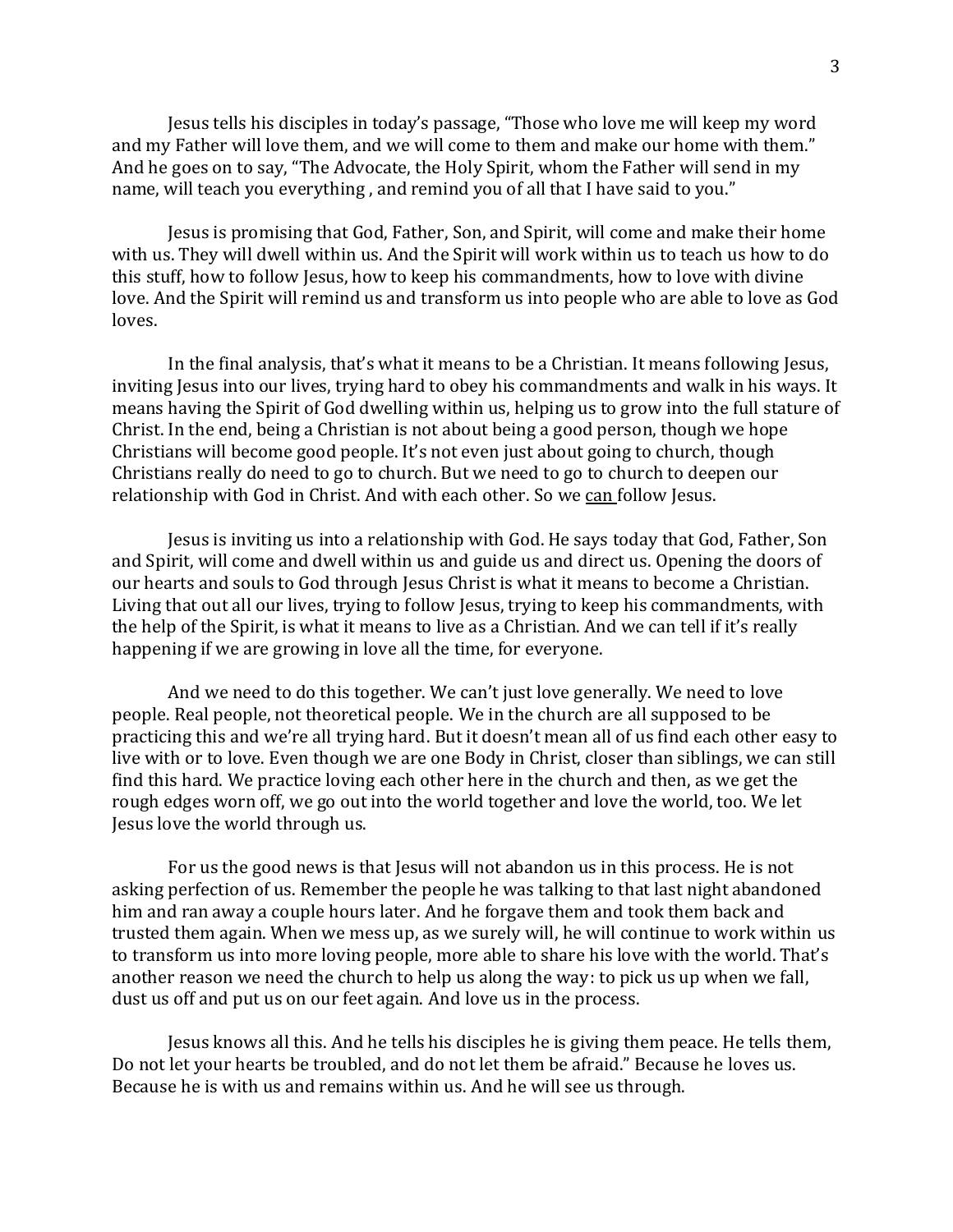Jesus tells his disciples in today's passage, "Those who love me will keep my word and my Father will love them, and we will come to them and make our home with them." And he goes on to say, "The Advocate, the Holy Spirit, whom the Father will send in my name, will teach you everything , and remind you of all that I have said to you."

Jesus is promising that God, Father, Son, and Spirit, will come and make their home with us. They will dwell within us. And the Spirit will work within us to teach us how to do this stuff, how to follow Jesus, how to keep his commandments, how to love with divine love. And the Spirit will remind us and transform us into people who are able to love as God loves.

In the final analysis, that's what it means to be a Christian. It means following Jesus, inviting Jesus into our lives, trying hard to obey his commandments and walk in his ways. It means having the Spirit of God dwelling within us, helping us to grow into the full stature of Christ. In the end, being a Christian is not about being a good person, though we hope Christians will become good people. It's not even just about going to church, though Christians really do need to go to church. But we need to go to church to deepen our relationship with God in Christ. And with each other. So we <u>can</u> follow Jesus.

Jesus is inviting us into a relationship with God. He says today that God, Father, Son and Spirit, will come and dwell within us and guide us and direct us. Opening the doors of our hearts and souls to God through Jesus Christ is what it means to become a Christian. Living that out all our lives, trying to follow Jesus, trying to keep his commandments, with the help of the Spirit, is what it means to live as a Christian. And we can tell if it's really happening if we are growing in love all the time, for everyone.

And we need to do this together. We can't just love generally. We need to love people. Real people, not theoretical people. We in the church are all supposed to be practicing this and we're all trying hard. But it doesn't mean all of us find each other easy to live with or to love. Even though we are one Body in Christ, closer than siblings, we can still find this hard. We practice loving each other here in the church and then, as we get the rough edges worn off, we go out into the world together and love the world, too. We let Jesus love the world through us.

For us the good news is that Jesus will not abandon us in this process. He is not asking perfection of us. Remember the people he was talking to that last night abandoned him and ran away a couple hours later. And he forgave them and took them back and trusted them again. When we mess up, as we surely will, he will continue to work within us to transform us into more loving people, more able to share his love with the world. That's another reason we need the church to help us along the way: to pick us up when we fall, dust us off and put us on our feet again. And love us in the process.

Jesus knows all this. And he tells his disciples he is giving them peace. He tells them, Do not let your hearts be troubled, and do not let them be afraid." Because he loves us. Because he is with us and remains within us. And he will see us through.